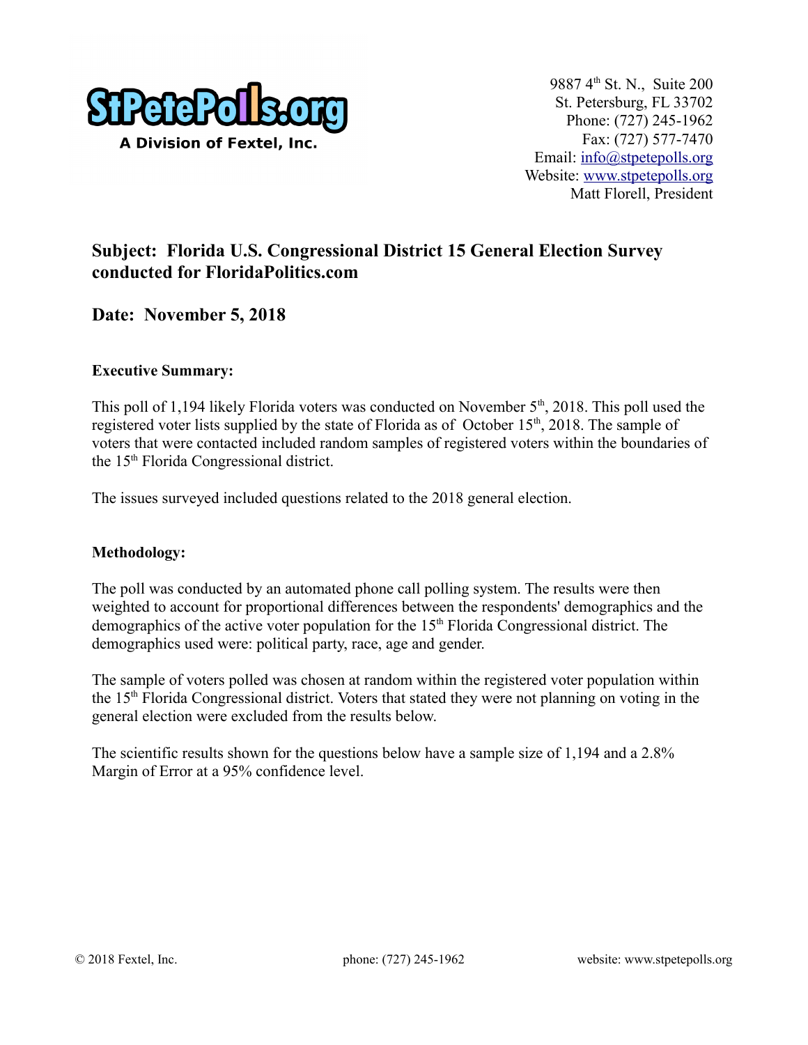StPetePolls.org

A Division of Fextel, Inc.

9887 4th St. N., Suite 200
St. Petersburg, FL 33702
Phone: (727) 245-1962
Fax: (727) 577-7470
Email: info@stpetepolls.org
Website: www.stpetepolls.org
Matt Florell, President

## Subject: Florida U.S. Congressional District 15 General Election Survey conducted for FloridaPolitics.com

## Date: November 5, 2018

**Executive Summary:**

This poll of 1,194 likely Florida voters was conducted on November 5th, 2018. This poll used the registered voter lists supplied by the state of Florida as of October 15th, 2018. The sample of voters that were contacted included random samples of registered voters within the boundaries of the 15th Florida Congressional district.

The issues surveyed included questions related to the 2018 general election.

**Methodology:**

The poll was conducted by an automated phone call polling system. The results were then weighted to account for proportional differences between the respondents' demographics and the demographics of the active voter population for the 15th Florida Congressional district. The demographics used were: political party, race, age and gender.

The sample of voters polled was chosen at random within the registered voter population within the 15th Florida Congressional district. Voters that stated they were not planning on voting in the general election were excluded from the results below.

The scientific results shown for the questions below have a sample size of 1,194 and a 2.8% Margin of Error at a 95% confidence level.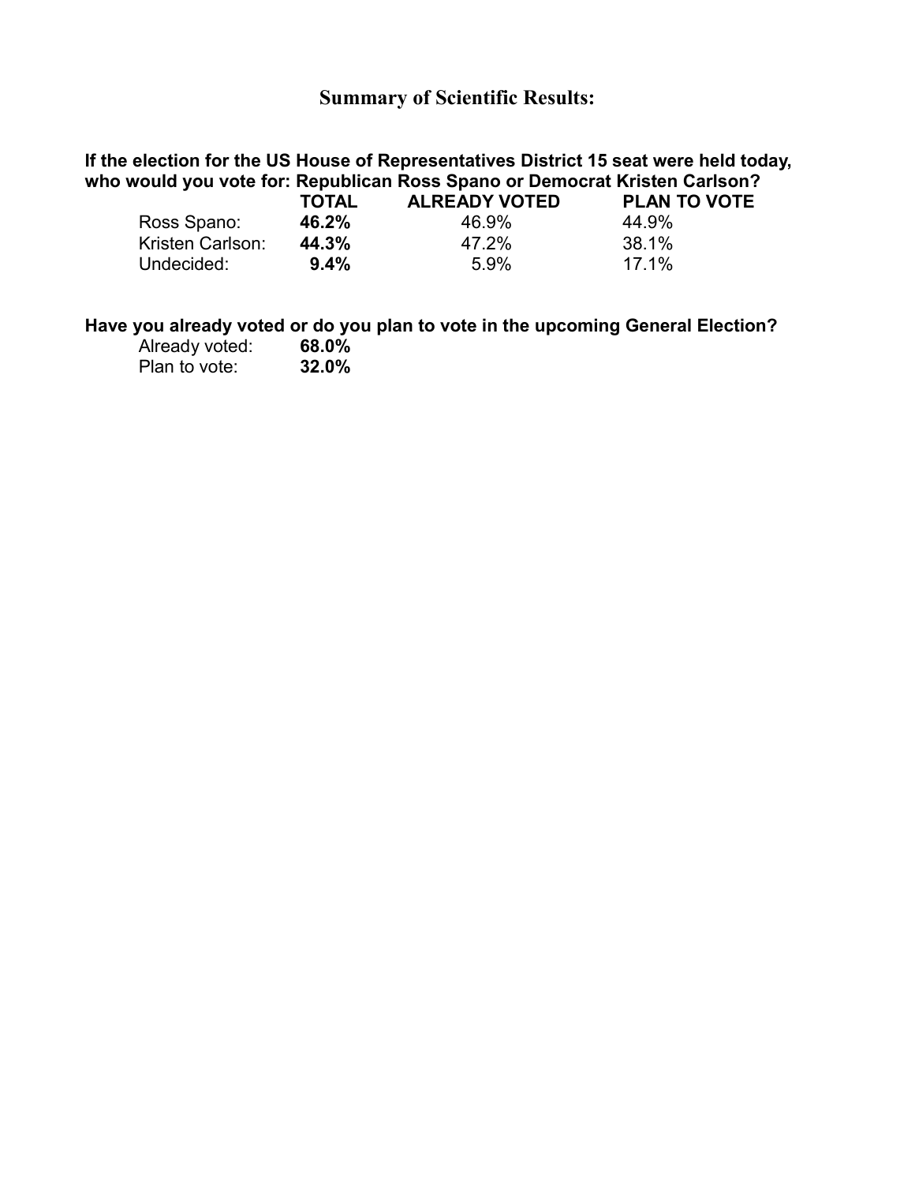## Summary of Scientific Results:

**If the election for the US House of Representatives District 15 seat were held today, who would you vote for: Republican Ross Spano or Democrat Kristen Carlson?**

| | **TOTAL** | **ALREADY VOTED** | **PLAN TO VOTE** |
|---|---|---|---|
| Ross Spano: | **46.2%** | 46.9% | 44.9% |
| Kristen Carlson: | **44.3%** | 47.2% | 38.1% |
| Undecided: | **9.4%** | 5.9% | 17.1% |

**Have you already voted or do you plan to vote in the upcoming General Election?**

| | |
|---|---|
| Already voted: | **68.0%** |
| Plan to vote: | **32.0%** |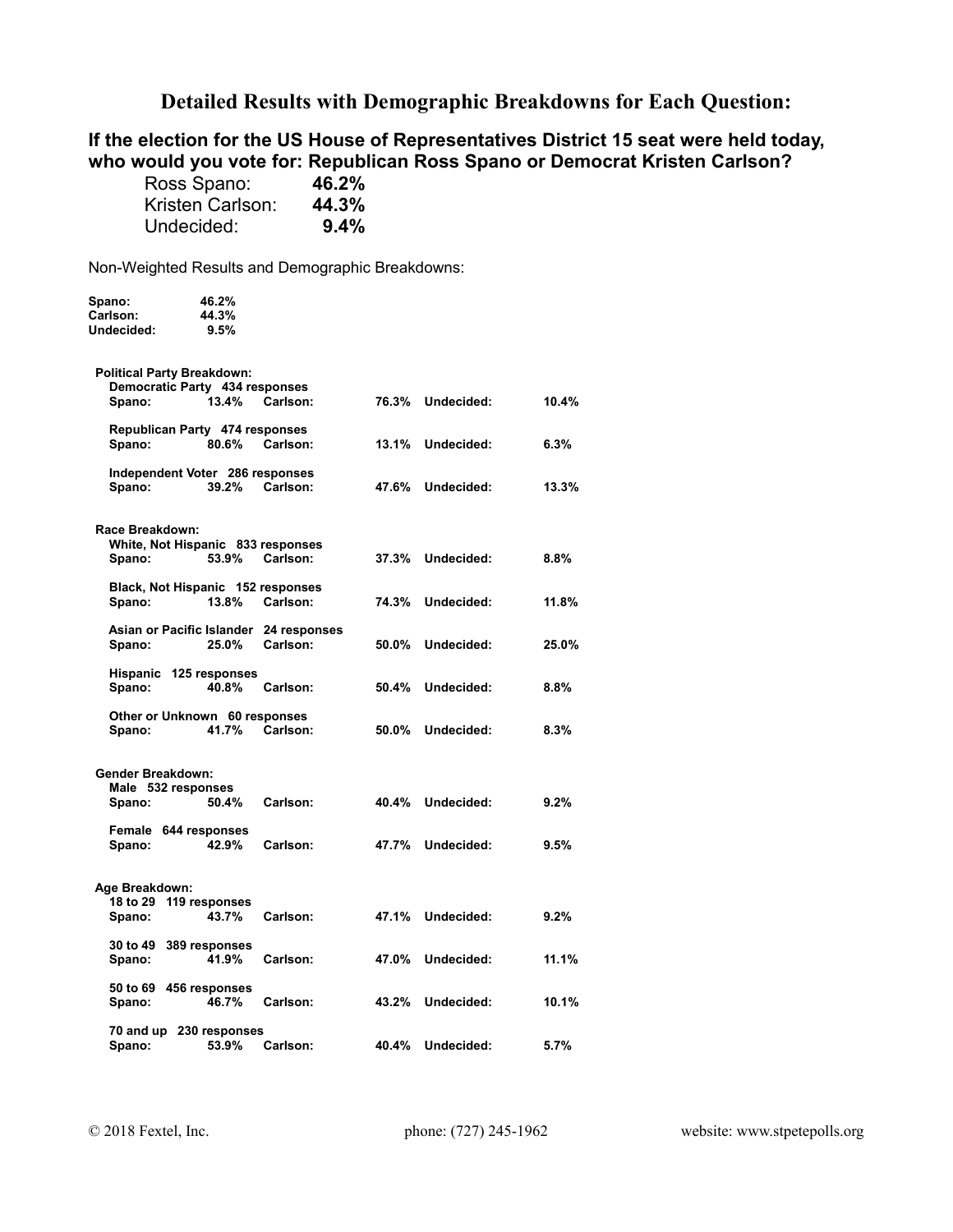# Detailed Results with Demographic Breakdowns for Each Question:

## If the election for the US House of Representatives District 15 seat were held today, who would you vote for: Republican Ross Spano or Democrat Kristen Carlson?

| | |
|---|---|
| Ross Spano: | **46.2%** |
| Kristen Carlson: | **44.3%** |
| Undecided: | **9.4%** |

Non-Weighted Results and Demographic Breakdowns:

| | |
|---|---|
| **Spano:** | **46.2%** |
| **Carlson:** | **44.3%** |
| **Undecided:** | **9.5%** |

**Political Party Breakdown:**

**Democratic Party 434 responses**

| | | | | | |
|---|---|---|---|---|---|
| **Spano:** | **13.4%** | **Carlson:** | **76.3%** | **Undecided:** | **10.4%** |

**Republican Party 474 responses**

| | | | | | |
|---|---|---|---|---|---|
| **Spano:** | **80.6%** | **Carlson:** | **13.1%** | **Undecided:** | **6.3%** |

**Independent Voter 286 responses**

| | | | | | |
|---|---|---|---|---|---|
| **Spano:** | **39.2%** | **Carlson:** | **47.6%** | **Undecided:** | **13.3%** |

**Race Breakdown:**

**White, Not Hispanic 833 responses**

| | | | | | |
|---|---|---|---|---|---|
| **Spano:** | **53.9%** | **Carlson:** | **37.3%** | **Undecided:** | **8.8%** |

**Black, Not Hispanic 152 responses**

| | | | | | |
|---|---|---|---|---|---|
| **Spano:** | **13.8%** | **Carlson:** | **74.3%** | **Undecided:** | **11.8%** |

**Asian or Pacific Islander 24 responses**

| | | | | | |
|---|---|---|---|---|---|
| **Spano:** | **25.0%** | **Carlson:** | **50.0%** | **Undecided:** | **25.0%** |

**Hispanic 125 responses**

| | | | | | |
|---|---|---|---|---|---|
| **Spano:** | **40.8%** | **Carlson:** | **50.4%** | **Undecided:** | **8.8%** |

**Other or Unknown 60 responses**

| | | | | | |
|---|---|---|---|---|---|
| **Spano:** | **41.7%** | **Carlson:** | **50.0%** | **Undecided:** | **8.3%** |

**Gender Breakdown:**

**Male 532 responses**

| | | | | | |
|---|---|---|---|---|---|
| **Spano:** | **50.4%** | **Carlson:** | **40.4%** | **Undecided:** | **9.2%** |

**Female 644 responses**

| | | | | | |
|---|---|---|---|---|---|
| **Spano:** | **42.9%** | **Carlson:** | **47.7%** | **Undecided:** | **9.5%** |

**Age Breakdown:**

**18 to 29 119 responses**

| | | | | | |
|---|---|---|---|---|---|
| **Spano:** | **43.7%** | **Carlson:** | **47.1%** | **Undecided:** | **9.2%** |

**30 to 49 389 responses**

| | | | | | |
|---|---|---|---|---|---|
| **Spano:** | **41.9%** | **Carlson:** | **47.0%** | **Undecided:** | **11.1%** |

**50 to 69 456 responses**

| | | | | | |
|---|---|---|---|---|---|
| **Spano:** | **46.7%** | **Carlson:** | **43.2%** | **Undecided:** | **10.1%** |

**70 and up 230 responses**

| | | | | | |
|---|---|---|---|---|---|
| **Spano:** | **53.9%** | **Carlson:** | **40.4%** | **Undecided:** | **5.7%** |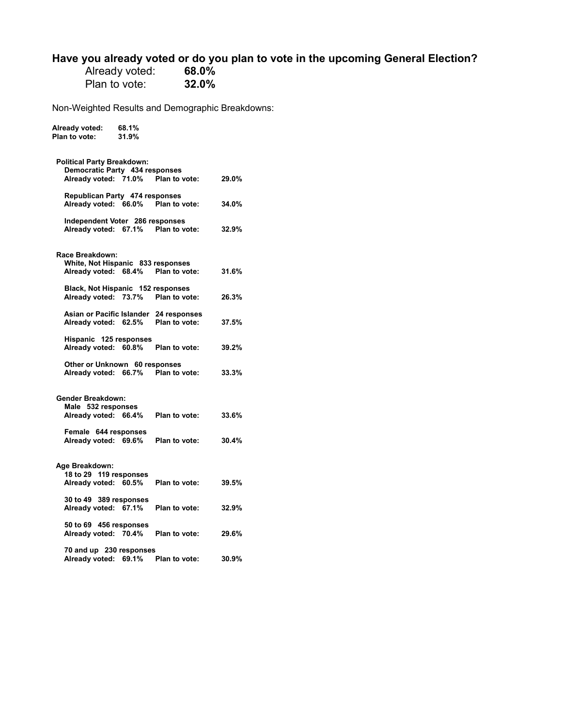## Have you already voted or do you plan to vote in the upcoming General Election?

Already voted: **68.0%**
Plan to vote: **32.0%**

Non-Weighted Results and Demographic Breakdowns:

**Already voted: 68.1%**
**Plan to vote: 31.9%**

**Political Party Breakdown:**

**Democratic Party 434 responses**
**Already voted: 71.0% Plan to vote: 29.0%**

**Republican Party 474 responses**
**Already voted: 66.0% Plan to vote: 34.0%**

**Independent Voter 286 responses**
**Already voted: 67.1% Plan to vote: 32.9%**

**Race Breakdown:**

**White, Not Hispanic 833 responses**
**Already voted: 68.4% Plan to vote: 31.6%**

**Black, Not Hispanic 152 responses**
**Already voted: 73.7% Plan to vote: 26.3%**

**Asian or Pacific Islander 24 responses**
**Already voted: 62.5% Plan to vote: 37.5%**

**Hispanic 125 responses**
**Already voted: 60.8% Plan to vote: 39.2%**

**Other or Unknown 60 responses**
**Already voted: 66.7% Plan to vote: 33.3%**

**Gender Breakdown:**

**Male 532 responses**
**Already voted: 66.4% Plan to vote: 33.6%**

**Female 644 responses**
**Already voted: 69.6% Plan to vote: 30.4%**

**Age Breakdown:**

**18 to 29 119 responses**
**Already voted: 60.5% Plan to vote: 39.5%**

**30 to 49 389 responses**
**Already voted: 67.1% Plan to vote: 32.9%**

**50 to 69 456 responses**
**Already voted: 70.4% Plan to vote: 29.6%**

**70 and up 230 responses**
**Already voted: 69.1% Plan to vote: 30.9%**